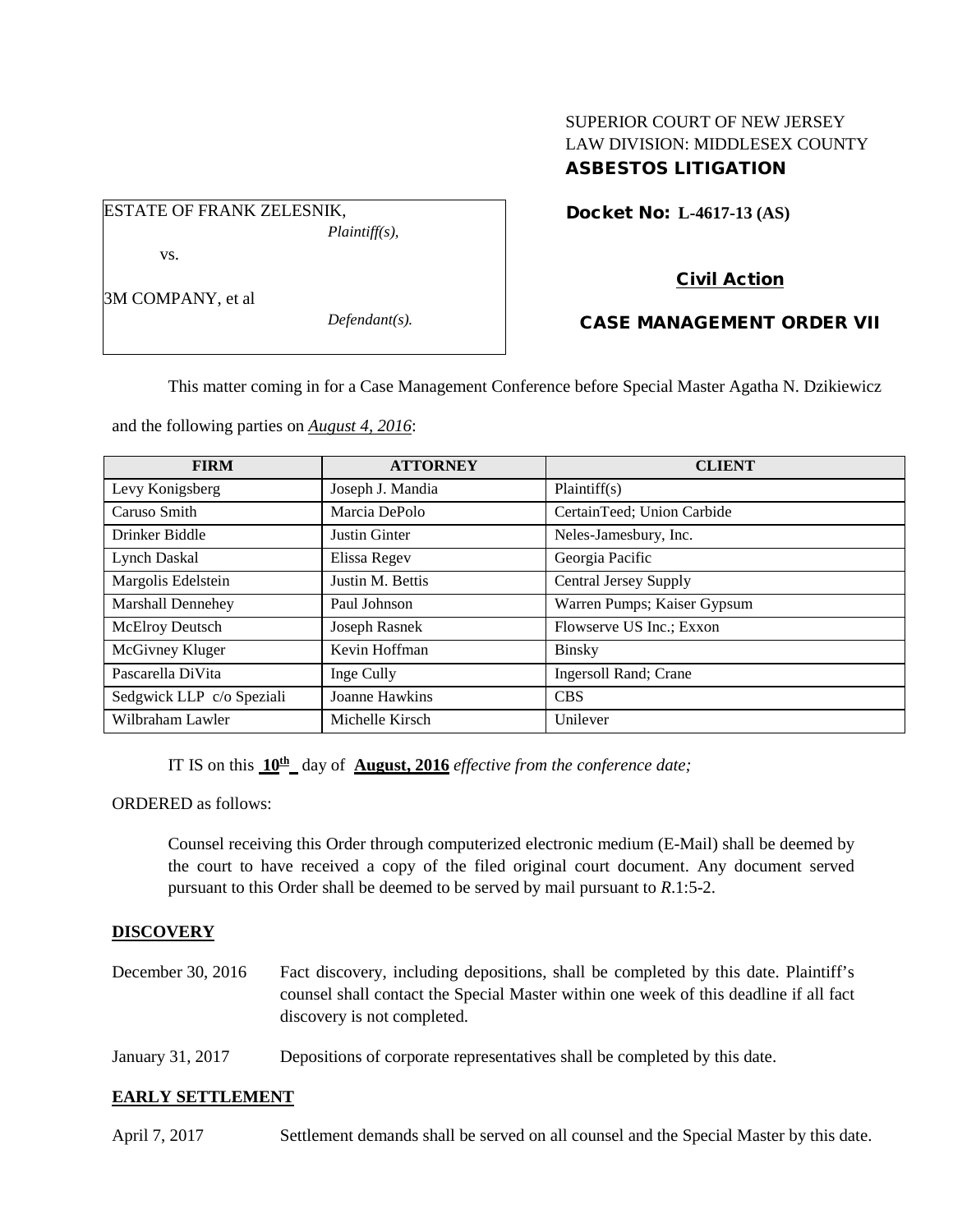SUPERIOR COURT OF NEW JERSEY
LAW DIVISION: MIDDLESEX COUNTY
**ASBESTOS LITIGATION**

ESTATE OF FRANK ZELESNIK,
*Plaintiff(s),*

vs.

3M COMPANY, et al
*Defendant(s).*

**Docket No: L-4617-13 (AS)**

**Civil Action**

**CASE MANAGEMENT ORDER VII**

This matter coming in for a Case Management Conference before Special Master Agatha N. Dzikiewicz and the following parties on *August 4, 2016*:

| FIRM | ATTORNEY | CLIENT |
|---|---|---|
| Levy Konigsberg | Joseph J. Mandia | Plaintiff(s) |
| Caruso Smith | Marcia DePolo | CertainTeed; Union Carbide |
| Drinker Biddle | Justin Ginter | Neles-Jamesbury, Inc. |
| Lynch Daskal | Elissa Regev | Georgia Pacific |
| Margolis Edelstein | Justin M. Bettis | Central Jersey Supply |
| Marshall Dennehey | Paul Johnson | Warren Pumps; Kaiser Gypsum |
| McElroy Deutsch | Joseph Rasnek | Flowserve US Inc.; Exxon |
| McGivney Kluger | Kevin Hoffman | Binsky |
| Pascarella DiVita | Inge Cully | Ingersoll Rand; Crane |
| Sedgwick LLP c/o Speziali | Joanne Hawkins | CBS |
| Wilbraham Lawler | Michelle Kirsch | Unilever |

IT IS on this **10th** day of **August, 2016** *effective from the conference date;*

ORDERED as follows:

Counsel receiving this Order through computerized electronic medium (E-Mail) shall be deemed by the court to have received a copy of the filed original court document. Any document served pursuant to this Order shall be deemed to be served by mail pursuant to *R*.1:5-2.

**DISCOVERY**

December 30, 2016 — Fact discovery, including depositions, shall be completed by this date. Plaintiff's counsel shall contact the Special Master within one week of this deadline if all fact discovery is not completed.

January 31, 2017 — Depositions of corporate representatives shall be completed by this date.

**EARLY SETTLEMENT**

April 7, 2017 — Settlement demands shall be served on all counsel and the Special Master by this date.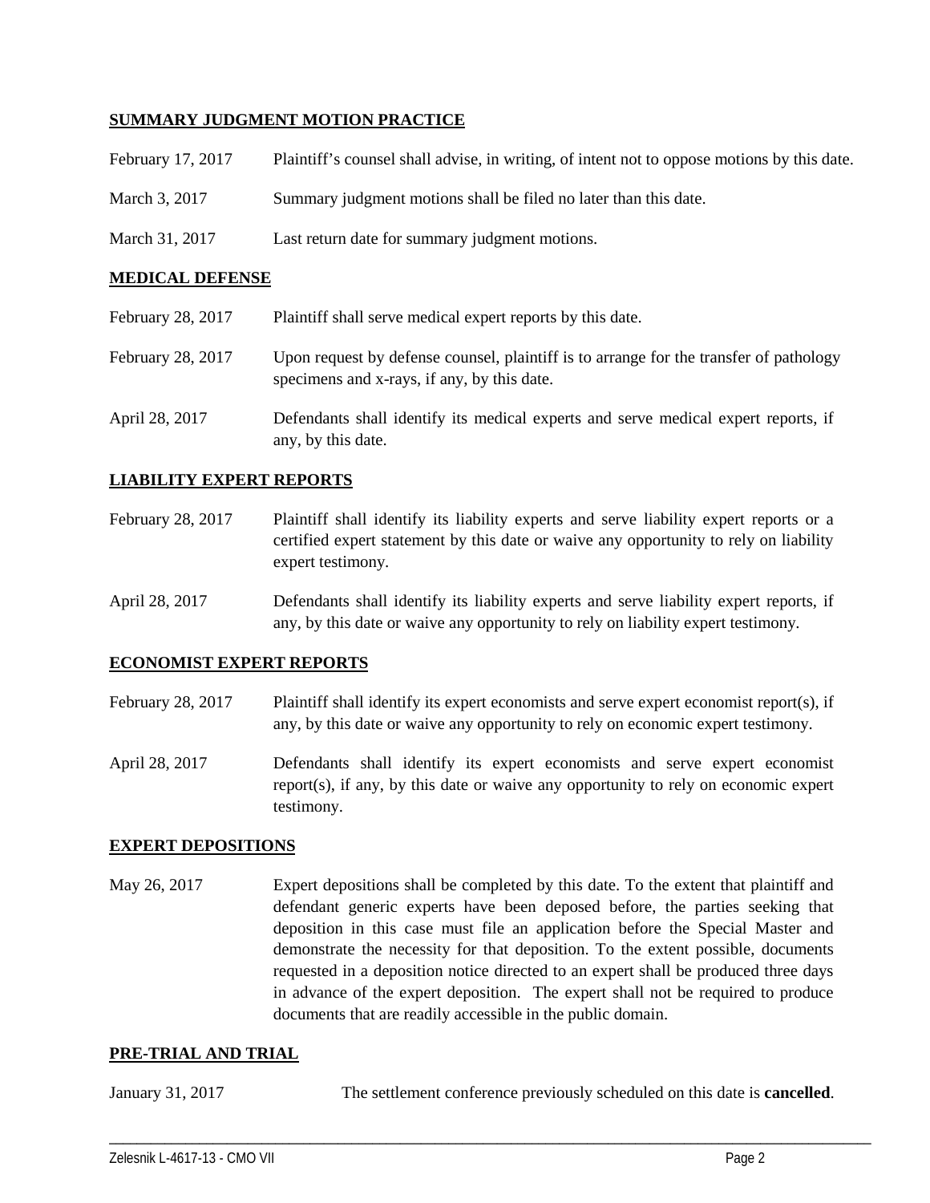## SUMMARY JUDGMENT MOTION PRACTICE

| | |
|---|---|
| February 17, 2017 | Plaintiff's counsel shall advise, in writing, of intent not to oppose motions by this date. |
| March 3, 2017 | Summary judgment motions shall be filed no later than this date. |
| March 31, 2017 | Last return date for summary judgment motions. |

## MEDICAL DEFENSE

| | |
|---|---|
| February 28, 2017 | Plaintiff shall serve medical expert reports by this date. |
| February 28, 2017 | Upon request by defense counsel, plaintiff is to arrange for the transfer of pathology specimens and x-rays, if any, by this date. |
| April 28, 2017 | Defendants shall identify its medical experts and serve medical expert reports, if any, by this date. |

## LIABILITY EXPERT REPORTS

| | |
|---|---|
| February 28, 2017 | Plaintiff shall identify its liability experts and serve liability expert reports or a certified expert statement by this date or waive any opportunity to rely on liability expert testimony. |
| April 28, 2017 | Defendants shall identify its liability experts and serve liability expert reports, if any, by this date or waive any opportunity to rely on liability expert testimony. |

## ECONOMIST EXPERT REPORTS

| | |
|---|---|
| February 28, 2017 | Plaintiff shall identify its expert economists and serve expert economist report(s), if any, by this date or waive any opportunity to rely on economic expert testimony. |
| April 28, 2017 | Defendants shall identify its expert economists and serve expert economist report(s), if any, by this date or waive any opportunity to rely on economic expert testimony. |

## EXPERT DEPOSITIONS

| | |
|---|---|
| May 26, 2017 | Expert depositions shall be completed by this date. To the extent that plaintiff and defendant generic experts have been deposed before, the parties seeking that deposition in this case must file an application before the Special Master and demonstrate the necessity for that deposition. To the extent possible, documents requested in a deposition notice directed to an expert shall be produced three days in advance of the expert deposition. The expert shall not be required to produce documents that are readily accessible in the public domain. |

## PRE-TRIAL AND TRIAL

| | |
|---|---|
| January 31, 2017 | The settlement conference previously scheduled on this date is **cancelled**. |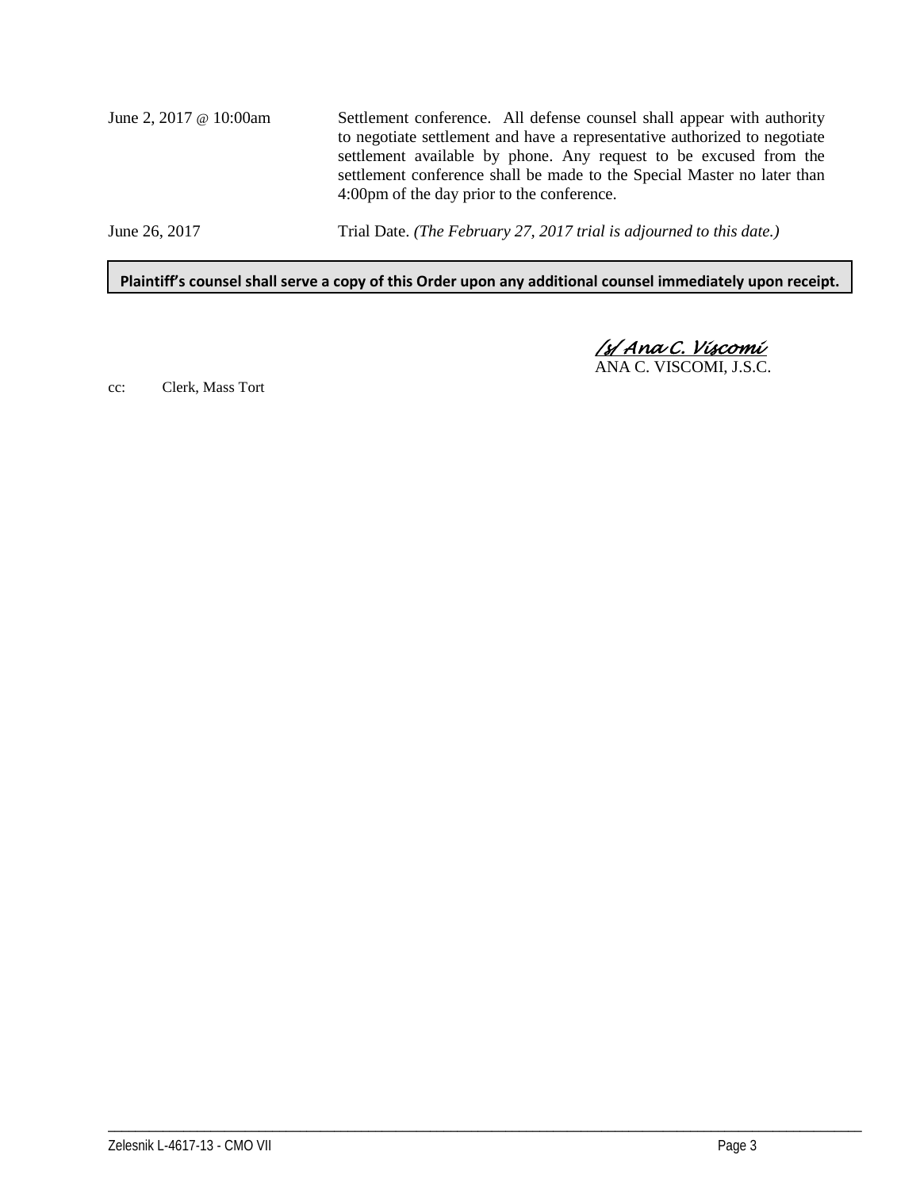| | |
|---|---|
| June 2, 2017 @ 10:00am | Settlement conference. All defense counsel shall appear with authority to negotiate settlement and have a representative authorized to negotiate settlement available by phone. Any request to be excused from the settlement conference shall be made to the Special Master no later than 4:00pm of the day prior to the conference. |
| June 26, 2017 | Trial Date. *(The February 27, 2017 trial is adjourned to this date.)* |

**Plaintiff's counsel shall serve a copy of this Order upon any additional counsel immediately upon receipt.**

*/s/ Ana C. Viscomi*
ANA C. VISCOMI, J.S.C.

cc: Clerk, Mass Tort